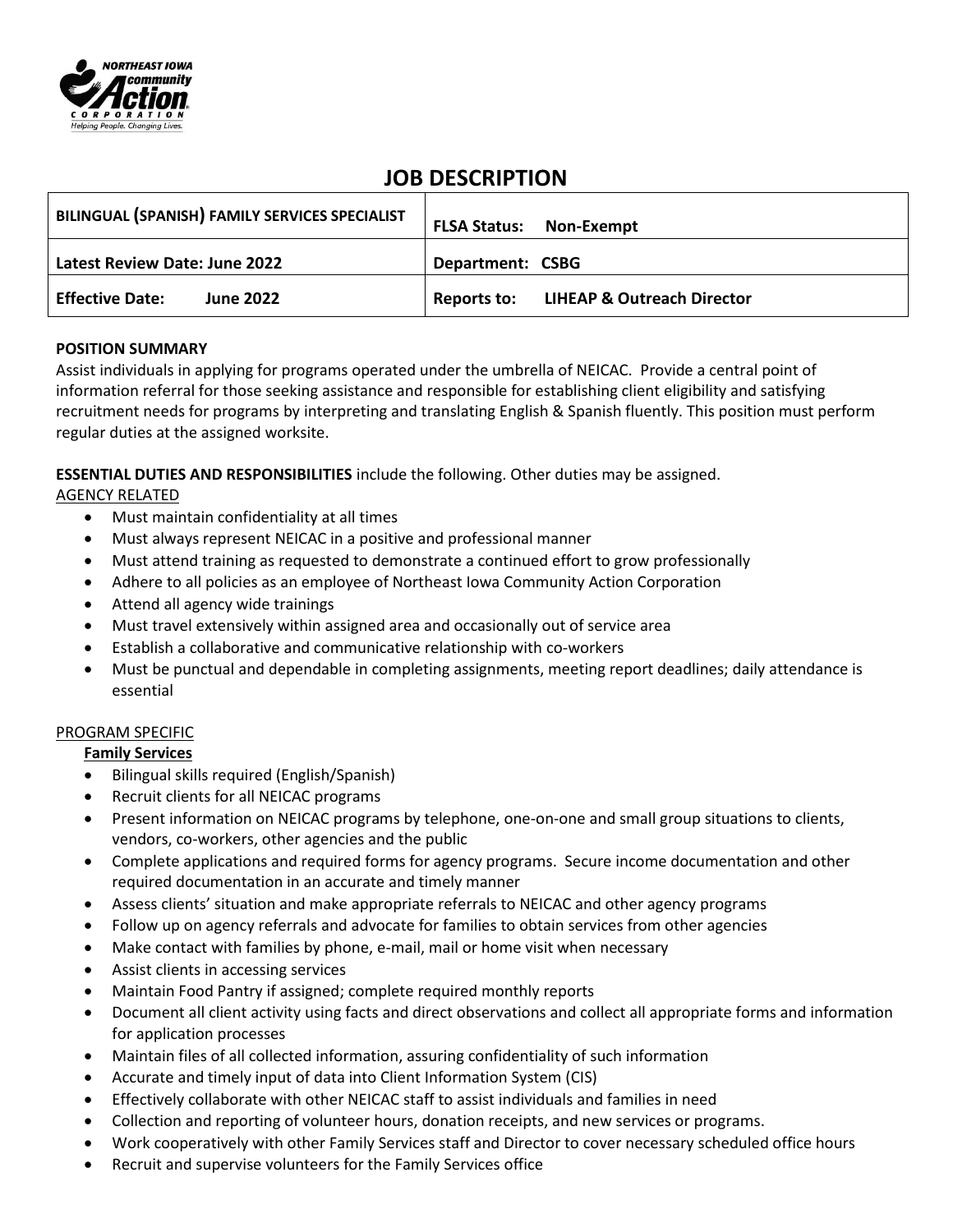# JOB DESCRIPTION

| BILINGUAL (SPANISH) FAMILY SERVICES SPECIALIST | FLSA Status: Non-Exempt |
|---|---|
| Latest Review Date: June 2022 | Department: CSBG |
| Effective Date: June 2022 | Reports to: LIHEAP & Outreach Director |

**POSITION SUMMARY**

Assist individuals in applying for programs operated under the umbrella of NEICAC. Provide a central point of information referral for those seeking assistance and responsible for establishing client eligibility and satisfying recruitment needs for programs by interpreting and translating English & Spanish fluently. This position must perform regular duties at the assigned worksite.

**ESSENTIAL DUTIES AND RESPONSIBILITIES** include the following. Other duties may be assigned.

AGENCY RELATED

- Must maintain confidentiality at all times
- Must always represent NEICAC in a positive and professional manner
- Must attend training as requested to demonstrate a continued effort to grow professionally
- Adhere to all policies as an employee of Northeast Iowa Community Action Corporation
- Attend all agency wide trainings
- Must travel extensively within assigned area and occasionally out of service area
- Establish a collaborative and communicative relationship with co-workers
- Must be punctual and dependable in completing assignments, meeting report deadlines; daily attendance is essential

PROGRAM SPECIFIC

**Family Services**

- Bilingual skills required (English/Spanish)
- Recruit clients for all NEICAC programs
- Present information on NEICAC programs by telephone, one-on-one and small group situations to clients, vendors, co-workers, other agencies and the public
- Complete applications and required forms for agency programs. Secure income documentation and other required documentation in an accurate and timely manner
- Assess clients' situation and make appropriate referrals to NEICAC and other agency programs
- Follow up on agency referrals and advocate for families to obtain services from other agencies
- Make contact with families by phone, e-mail, mail or home visit when necessary
- Assist clients in accessing services
- Maintain Food Pantry if assigned; complete required monthly reports
- Document all client activity using facts and direct observations and collect all appropriate forms and information for application processes
- Maintain files of all collected information, assuring confidentiality of such information
- Accurate and timely input of data into Client Information System (CIS)
- Effectively collaborate with other NEICAC staff to assist individuals and families in need
- Collection and reporting of volunteer hours, donation receipts, and new services or programs.
- Work cooperatively with other Family Services staff and Director to cover necessary scheduled office hours
- Recruit and supervise volunteers for the Family Services office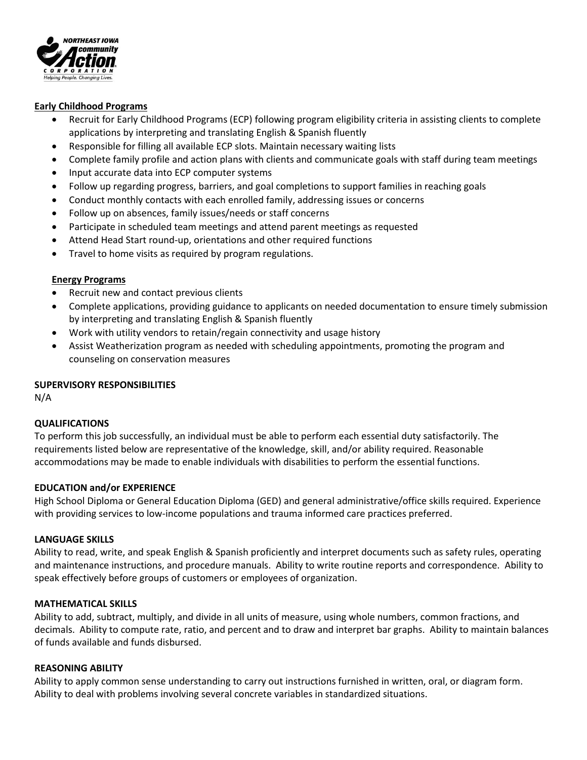**Early Childhood Programs**

- Recruit for Early Childhood Programs (ECP) following program eligibility criteria in assisting clients to complete applications by interpreting and translating English & Spanish fluently
- Responsible for filling all available ECP slots. Maintain necessary waiting lists
- Complete family profile and action plans with clients and communicate goals with staff during team meetings
- Input accurate data into ECP computer systems
- Follow up regarding progress, barriers, and goal completions to support families in reaching goals
- Conduct monthly contacts with each enrolled family, addressing issues or concerns
- Follow up on absences, family issues/needs or staff concerns
- Participate in scheduled team meetings and attend parent meetings as requested
- Attend Head Start round-up, orientations and other required functions
- Travel to home visits as required by program regulations.

**Energy Programs**

- Recruit new and contact previous clients
- Complete applications, providing guidance to applicants on needed documentation to ensure timely submission by interpreting and translating English & Spanish fluently
- Work with utility vendors to retain/regain connectivity and usage history
- Assist Weatherization program as needed with scheduling appointments, promoting the program and counseling on conservation measures

**SUPERVISORY RESPONSIBILITIES**

N/A

**QUALIFICATIONS**

To perform this job successfully, an individual must be able to perform each essential duty satisfactorily. The requirements listed below are representative of the knowledge, skill, and/or ability required. Reasonable accommodations may be made to enable individuals with disabilities to perform the essential functions.

**EDUCATION and/or EXPERIENCE**

High School Diploma or General Education Diploma (GED) and general administrative/office skills required. Experience with providing services to low-income populations and trauma informed care practices preferred.

**LANGUAGE SKILLS**

Ability to read, write, and speak English & Spanish proficiently and interpret documents such as safety rules, operating and maintenance instructions, and procedure manuals. Ability to write routine reports and correspondence. Ability to speak effectively before groups of customers or employees of organization.

**MATHEMATICAL SKILLS**

Ability to add, subtract, multiply, and divide in all units of measure, using whole numbers, common fractions, and decimals. Ability to compute rate, ratio, and percent and to draw and interpret bar graphs. Ability to maintain balances of funds available and funds disbursed.

**REASONING ABILITY**

Ability to apply common sense understanding to carry out instructions furnished in written, oral, or diagram form. Ability to deal with problems involving several concrete variables in standardized situations.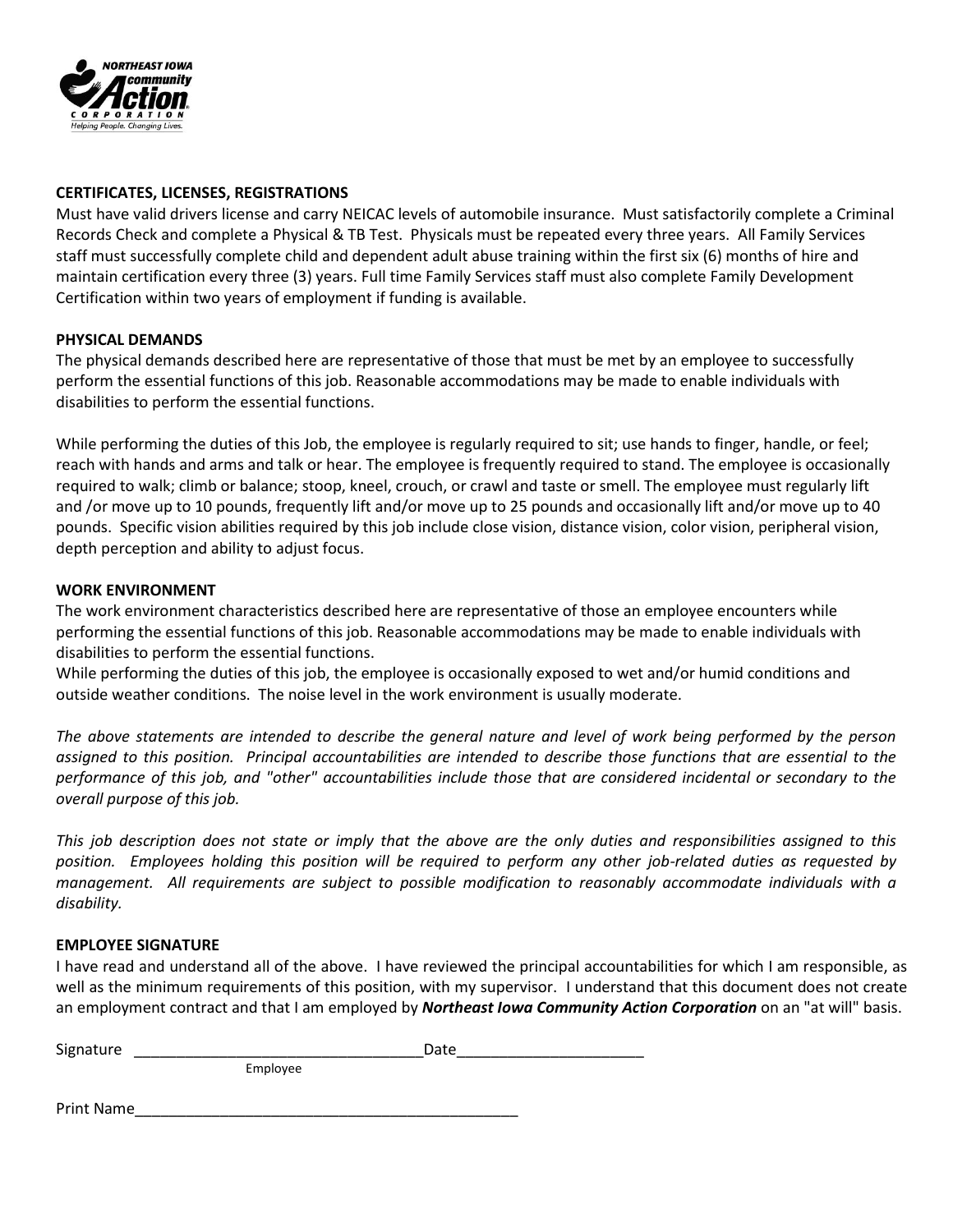**CERTIFICATES, LICENSES, REGISTRATIONS**

Must have valid drivers license and carry NEICAC levels of automobile insurance. Must satisfactorily complete a Criminal Records Check and complete a Physical & TB Test. Physicals must be repeated every three years. All Family Services staff must successfully complete child and dependent adult abuse training within the first six (6) months of hire and maintain certification every three (3) years. Full time Family Services staff must also complete Family Development Certification within two years of employment if funding is available.

**PHYSICAL DEMANDS**

The physical demands described here are representative of those that must be met by an employee to successfully perform the essential functions of this job. Reasonable accommodations may be made to enable individuals with disabilities to perform the essential functions.

While performing the duties of this Job, the employee is regularly required to sit; use hands to finger, handle, or feel; reach with hands and arms and talk or hear. The employee is frequently required to stand. The employee is occasionally required to walk; climb or balance; stoop, kneel, crouch, or crawl and taste or smell. The employee must regularly lift and /or move up to 10 pounds, frequently lift and/or move up to 25 pounds and occasionally lift and/or move up to 40 pounds. Specific vision abilities required by this job include close vision, distance vision, color vision, peripheral vision, depth perception and ability to adjust focus.

**WORK ENVIRONMENT**

The work environment characteristics described here are representative of those an employee encounters while performing the essential functions of this job. Reasonable accommodations may be made to enable individuals with disabilities to perform the essential functions.

While performing the duties of this job, the employee is occasionally exposed to wet and/or humid conditions and outside weather conditions. The noise level in the work environment is usually moderate.

*The above statements are intended to describe the general nature and level of work being performed by the person assigned to this position. Principal accountabilities are intended to describe those functions that are essential to the performance of this job, and "other" accountabilities include those that are considered incidental or secondary to the overall purpose of this job.*

*This job description does not state or imply that the above are the only duties and responsibilities assigned to this position. Employees holding this position will be required to perform any other job-related duties as requested by management. All requirements are subject to possible modification to reasonably accommodate individuals with a disability.*

**EMPLOYEE SIGNATURE**

I have read and understand all of the above. I have reviewed the principal accountabilities for which I am responsible, as well as the minimum requirements of this position, with my supervisor. I understand that this document does not create an employment contract and that I am employed by ***Northeast Iowa Community Action Corporation*** on an "at will" basis.

Signature ___________________________________ Date _______________________
Employee

Print Name________________________________________________